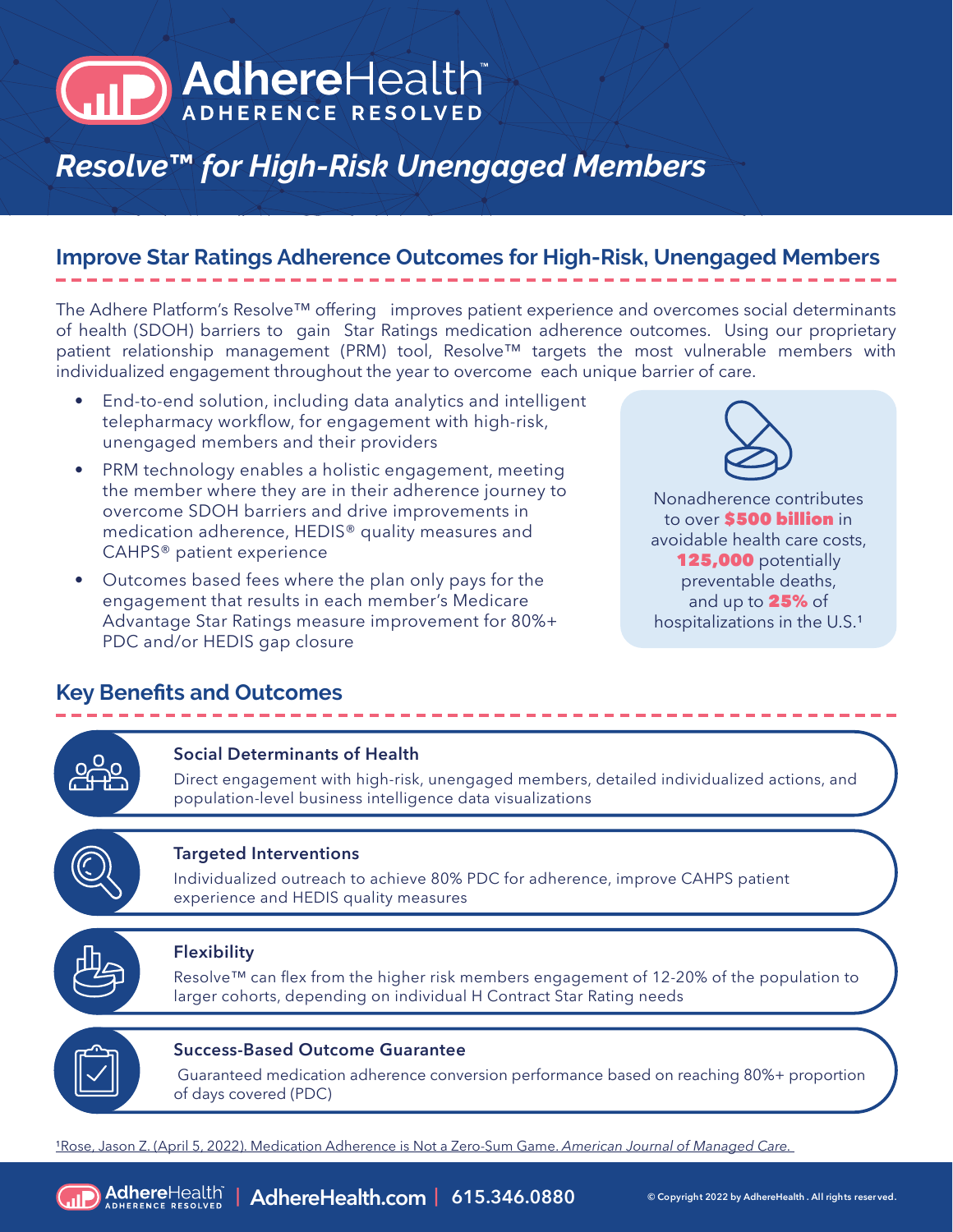# AdhereHealth™

ADHERENCE RESOLVED

## *Resolve™ for High-Risk Unengaged Members*

### Improve Star Ratings Adherence Outcomes for High-Risk, Unengaged Members

The Adhere Platform's Resolve™ offering improves patient experience and overcomes social determinants of health (SDOH) barriers to gain Star Ratings medication adherence outcomes. Using our proprietary patient relationship management (PRM) tool, Resolve™ targets the most vulnerable members with individualized engagement throughout the year to overcome each unique barrier of care.

- End-to-end solution, including data analytics and intelligent telepharmacy workflow, for engagement with high-risk, unengaged members and their providers
- PRM technology enables a holistic engagement, meeting the member where they are in their adherence journey to overcome SDOH barriers and drive improvements in medication adherence, HEDIS® quality measures and CAHPS® patient experience
- Outcomes based fees where the plan only pays for the engagement that results in each member's Medicare Advantage Star Ratings measure improvement for 80%+ PDC and/or HEDIS gap closure

Nonadherence contributes to over **$500 billion** in avoidable health care costs, **125,000** potentially preventable deaths, and up to **25%** of hospitalizations in the U.S.[1]

### Key Benefits and Outcomes

**Social Determinants of Health**

Direct engagement with high-risk, unengaged members, detailed individualized actions, and population-level business intelligence data visualizations

**Targeted Interventions**

Individualized outreach to achieve 80% PDC for adherence, improve CAHPS patient experience and HEDIS quality measures

**Flexibility**

Resolve™ can flex from the higher risk members engagement of 12-20% of the population to larger cohorts, depending on individual H Contract Star Rating needs

**Success-Based Outcome Guarantee**

Guaranteed medication adherence conversion performance based on reaching 80%+ proportion of days covered (PDC)

[1]Rose, Jason Z. (April 5, 2022). Medication Adherence is Not a Zero-Sum Game. *American Journal of Managed Care.*

AdhereHealth | AdhereHealth.com | 615.346.0880

© Copyright 2022 by AdhereHealth. All rights reserved.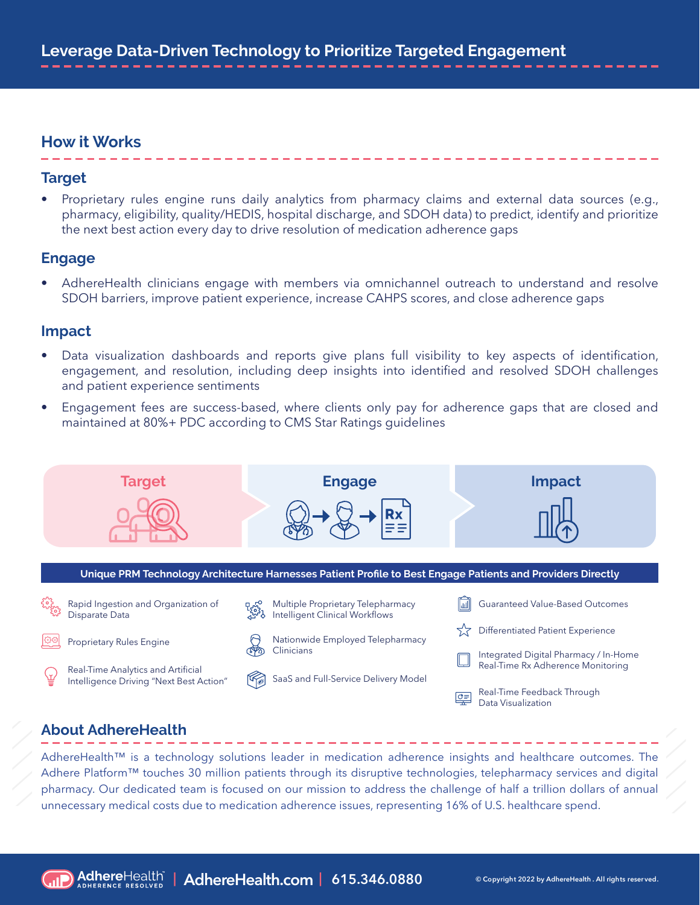## Leverage Data-Driven Technology to Prioritize Targeted Engagement

### How it Works

#### Target

- Proprietary rules engine runs daily analytics from pharmacy claims and external data sources (e.g., pharmacy, eligibility, quality/HEDIS, hospital discharge, and SDOH data) to predict, identify and prioritize the next best action every day to drive resolution of medication adherence gaps

#### Engage

- AdhereHealth clinicians engage with members via omnichannel outreach to understand and resolve SDOH barriers, improve patient experience, increase CAHPS scores, and close adherence gaps

#### Impact

- Data visualization dashboards and reports give plans full visibility to key aspects of identification, engagement, and resolution, including deep insights into identified and resolved SDOH challenges and patient experience sentiments
- Engagement fees are success-based, where clients only pay for adherence gaps that are closed and maintained at 80%+ PDC according to CMS Star Ratings guidelines

Target → Engage → Impact

Rx

**Unique PRM Technology Architecture Harnesses Patient Profile to Best Engage Patients and Providers Directly**

- Rapid Ingestion and Organization of Disparate Data
- Proprietary Rules Engine
- Real-Time Analytics and Artificial Intelligence Driving "Next Best Action"
- Multiple Proprietary Telepharmacy Intelligent Clinical Workflows
- Nationwide Employed Telepharmacy Clinicians
- SaaS and Full-Service Delivery Model
- Guaranteed Value-Based Outcomes
- Differentiated Patient Experience
- Integrated Digital Pharmacy / In-Home Real-Time Rx Adherence Monitoring
- Real-Time Feedback Through Data Visualization

### About AdhereHealth

AdhereHealth™ is a technology solutions leader in medication adherence insights and healthcare outcomes. The Adhere Platform™ touches 30 million patients through its disruptive technologies, telepharmacy services and digital pharmacy. Our dedicated team is focused on our mission to address the challenge of half a trillion dollars of annual unnecessary medical costs due to medication adherence issues, representing 16% of U.S. healthcare spend.

AdhereHealth™ ADHERENCE RESOLVED | AdhereHealth.com | 615.346.0880

© Copyright 2022 by AdhereHealth . All rights reserved.